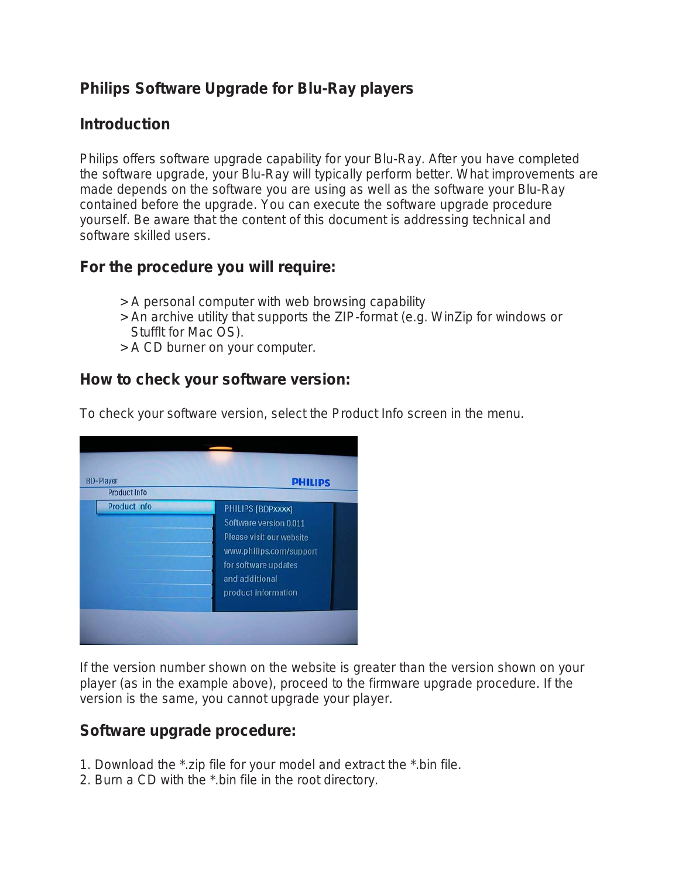# Philips Software Upgrade for Blu-Ray players

## Introduction

Philips offers software upgrade capability for your Blu-Ray. After you have completed the software upgrade, your Blu-Ray will typically perform better. What improvements are made depends on the software you are using as well as the software your Blu-Ray contained before the upgrade. You can execute the software upgrade procedure yourself. Be aware that the content of this document is addressing technical and software skilled users.

## For the procedure you will require:

> A personal computer with web browsing capability
> An archive utility that supports the ZIP-format (e.g. WinZip for windows or StuffIt for Mac OS).
> A CD burner on your computer.

## How to check your software version:

To check your software version, select the Product Info screen in the menu.

If the version number shown on the website is greater than the version shown on your player (as in the example above), proceed to the firmware upgrade procedure. If the version is the same, you cannot upgrade your player.

## Software upgrade procedure:

1. Download the *.zip file for your model and extract the *.bin file.
2. Burn a CD with the *.bin file in the root directory.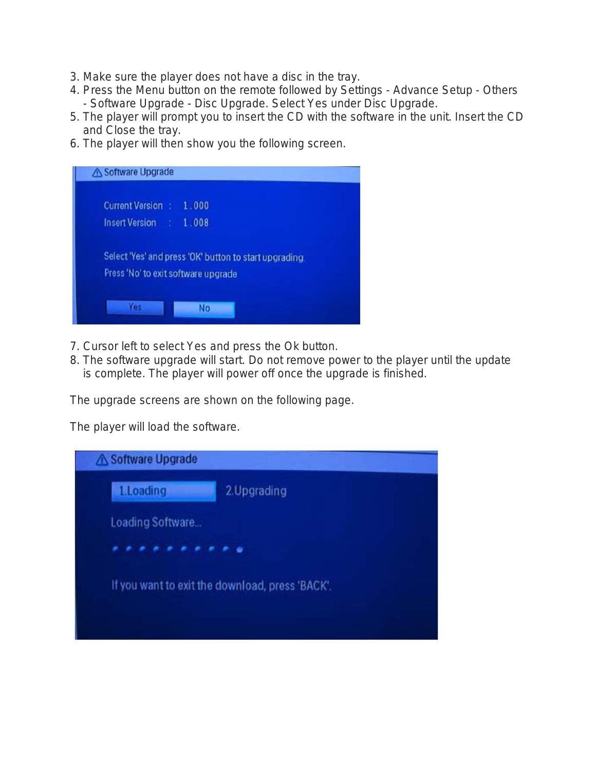3. Make sure the player does not have a disc in the tray.
4. Press the Menu button on the remote followed by Settings - Advance Setup - Others - Software Upgrade - Disc Upgrade. Select Yes under Disc Upgrade.
5. The player will prompt you to insert the CD with the software in the unit. Insert the CD and Close the tray.
6. The player will then show you the following screen.

7. Cursor left to select Yes and press the Ok button.
8. The software upgrade will start. Do not remove power to the player until the update is complete. The player will power off once the upgrade is finished.

The upgrade screens are shown on the following page.

The player will load the software.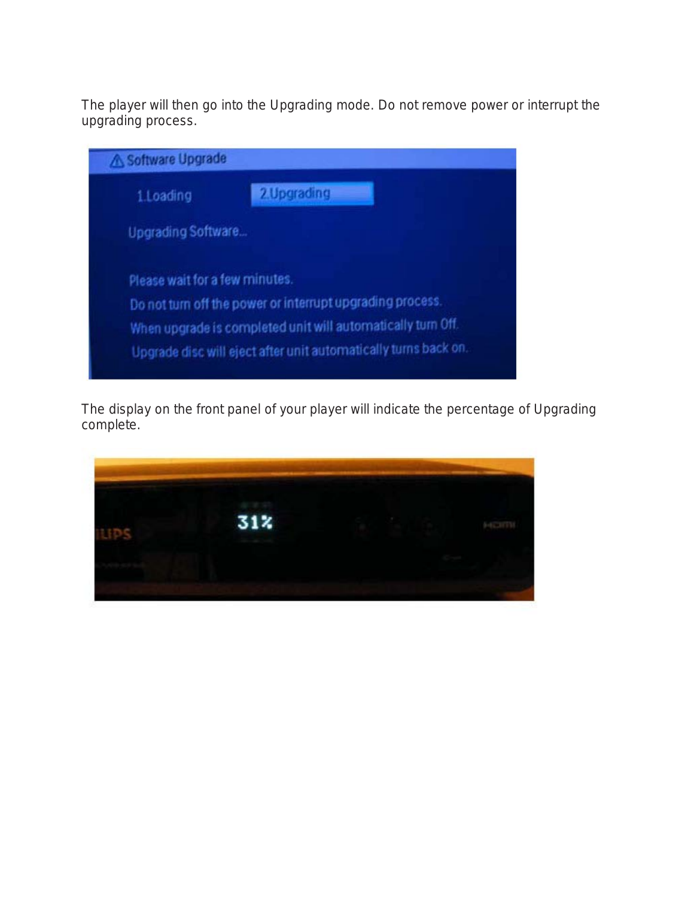The player will then go into the Upgrading mode. Do not remove power or interrupt the upgrading process.

The display on the front panel of your player will indicate the percentage of Upgrading complete.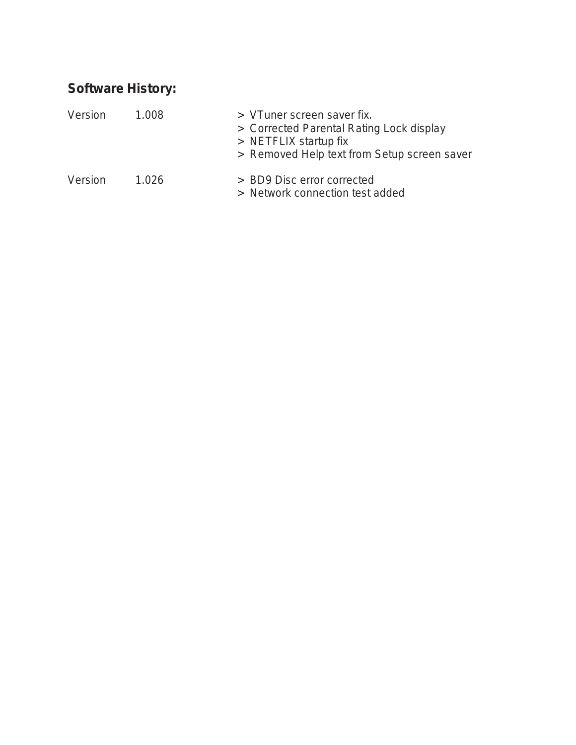## Software History:

| | | |
|---|---|---|
| Version | 1.008 | > VTuner screen saver fix.<br>> Corrected Parental Rating Lock display<br>> NETFLIX startup fix<br>> Removed Help text from Setup screen saver |
| Version | 1.026 | > BD9 Disc error corrected<br>> Network connection test added |